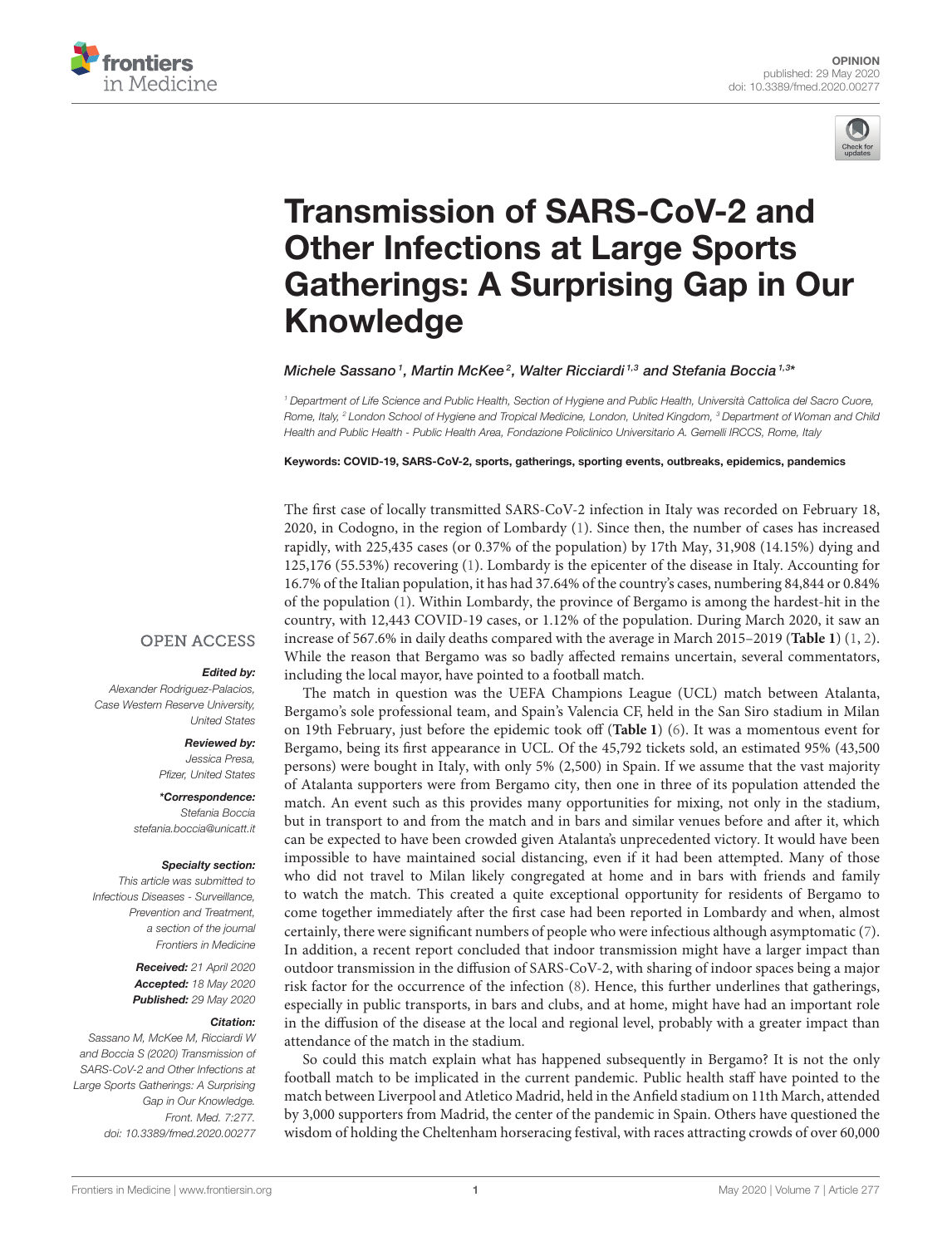OPINION
published: 29 May 2020
doi: 10.3389/fmed.2020.00277

# Transmission of SARS-CoV-2 and Other Infections at Large Sports Gatherings: A Surprising Gap in Our Knowledge

*Michele Sassano [1], Martin McKee [2], Walter Ricciardi [1,3] and Stefania Boccia [1,3]**

[1] Department of Life Science and Public Health, Section of Hygiene and Public Health, Università Cattolica del Sacro Cuore, Rome, Italy, [2] London School of Hygiene and Tropical Medicine, London, United Kingdom, [3] Department of Woman and Child Health and Public Health - Public Health Area, Fondazione Policlinico Universitario A. Gemelli IRCCS, Rome, Italy

**Keywords: COVID-19, SARS-CoV-2, sports, gatherings, sporting events, outbreaks, epidemics, pandemics**

OPEN ACCESS

***Edited by:***
*Alexander Rodriguez-Palacios, Case Western Reserve University, United States*

***Reviewed by:***
*Jessica Presa, Pfizer, United States*

***\*Correspondence:***
*Stefania Boccia*
*stefania.boccia@unicatt.it*

***Specialty section:***
*This article was submitted to Infectious Diseases - Surveillance, Prevention and Treatment, a section of the journal Frontiers in Medicine*

***Received:*** *21 April 2020*
***Accepted:*** *18 May 2020*
***Published:*** *29 May 2020*

***Citation:***
*Sassano M, McKee M, Ricciardi W and Boccia S (2020) Transmission of SARS-CoV-2 and Other Infections at Large Sports Gatherings: A Surprising Gap in Our Knowledge. Front. Med. 7:277. doi: 10.3389/fmed.2020.00277*

The first case of locally transmitted SARS-CoV-2 infection in Italy was recorded on February 18, 2020, in Codogno, in the region of Lombardy (1). Since then, the number of cases has increased rapidly, with 225,435 cases (or 0.37% of the population) by 17th May, 31,908 (14.15%) dying and 125,176 (55.53%) recovering (1). Lombardy is the epicenter of the disease in Italy. Accounting for 16.7% of the Italian population, it has had 37.64% of the country's cases, numbering 84,844 or 0.84% of the population (1). Within Lombardy, the province of Bergamo is among the hardest-hit in the country, with 12,443 COVID-19 cases, or 1.12% of the population. During March 2020, it saw an increase of 567.6% in daily deaths compared with the average in March 2015–2019 (**Table 1**) (1, 2). While the reason that Bergamo was so badly affected remains uncertain, several commentators, including the local mayor, have pointed to a football match.

The match in question was the UEFA Champions League (UCL) match between Atalanta, Bergamo's sole professional team, and Spain's Valencia CF, held in the San Siro stadium in Milan on 19th February, just before the epidemic took off (**Table 1**) (6). It was a momentous event for Bergamo, being its first appearance in UCL. Of the 45,792 tickets sold, an estimated 95% (43,500 persons) were bought in Italy, with only 5% (2,500) in Spain. If we assume that the vast majority of Atalanta supporters were from Bergamo city, then one in three of its population attended the match. An event such as this provides many opportunities for mixing, not only in the stadium, but in transport to and from the match and in bars and similar venues before and after it, which can be expected to have been crowded given Atalanta's unprecedented victory. It would have been impossible to have maintained social distancing, even if it had been attempted. Many of those who did not travel to Milan likely congregated at home and in bars with friends and family to watch the match. This created a quite exceptional opportunity for residents of Bergamo to come together immediately after the first case had been reported in Lombardy and when, almost certainly, there were significant numbers of people who were infectious although asymptomatic (7). In addition, a recent report concluded that indoor transmission might have a larger impact than outdoor transmission in the diffusion of SARS-CoV-2, with sharing of indoor spaces being a major risk factor for the occurrence of the infection (8). Hence, this further underlines that gatherings, especially in public transports, in bars and clubs, and at home, might have had an important role in the diffusion of the disease at the local and regional level, probably with a greater impact than attendance of the match in the stadium.

So could this match explain what has happened subsequently in Bergamo? It is not the only football match to be implicated in the current pandemic. Public health staff have pointed to the match between Liverpool and Atletico Madrid, held in the Anfield stadium on 11th March, attended by 3,000 supporters from Madrid, the center of the pandemic in Spain. Others have questioned the wisdom of holding the Cheltenham horseracing festival, with races attracting crowds of over 60,000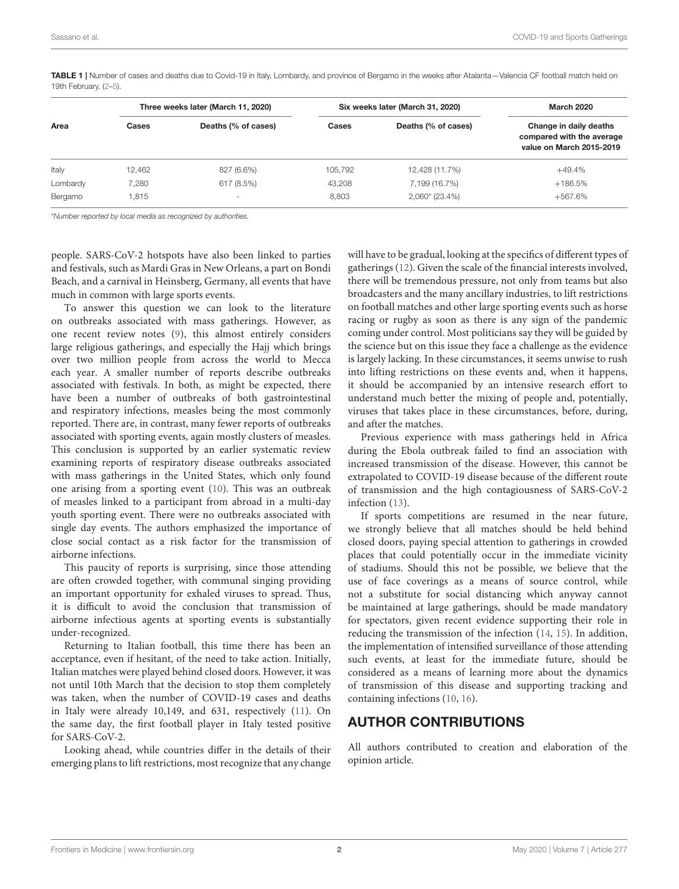**TABLE 1** | Number of cases and deaths due to Covid-19 in Italy, Lombardy, and province of Bergamo in the weeks after Atalanta—Valencia CF football match held on 19th February. (2–5).

| Area | Three weeks later (March 11, 2020) | | Six weeks later (March 31, 2020) | | March 2020 |
|---|---|---|---|---|---|
| | Cases | Deaths (% of cases) | Cases | Deaths (% of cases) | Change in daily deaths compared with the average value on March 2015-2019 |
| Italy | 12,462 | 827 (6.6%) | 105,792 | 12,428 (11.7%) | +49.4% |
| Lombardy | 7,280 | 617 (8.5%) | 43,208 | 7,199 (16.7%) | +186.5% |
| Bergamo | 1,815 | - | 8,803 | 2,060* (23.4%) | +567.6% |

*Number reported by local media as recognized by authorities.

people. SARS-CoV-2 hotspots have also been linked to parties and festivals, such as Mardi Gras in New Orleans, a part on Bondi Beach, and a carnival in Heinsberg, Germany, all events that have much in common with large sports events.

To answer this question we can look to the literature on outbreaks associated with mass gatherings. However, as one recent review notes (9), this almost entirely considers large religious gatherings, and especially the Hajj which brings over two million people from across the world to Mecca each year. A smaller number of reports describe outbreaks associated with festivals. In both, as might be expected, there have been a number of outbreaks of both gastrointestinal and respiratory infections, measles being the most commonly reported. There are, in contrast, many fewer reports of outbreaks associated with sporting events, again mostly clusters of measles. This conclusion is supported by an earlier systematic review examining reports of respiratory disease outbreaks associated with mass gatherings in the United States, which only found one arising from a sporting event (10). This was an outbreak of measles linked to a participant from abroad in a multi-day youth sporting event. There were no outbreaks associated with single day events. The authors emphasized the importance of close social contact as a risk factor for the transmission of airborne infections.

This paucity of reports is surprising, since those attending are often crowded together, with communal singing providing an important opportunity for exhaled viruses to spread. Thus, it is difficult to avoid the conclusion that transmission of airborne infectious agents at sporting events is substantially under-recognized.

Returning to Italian football, this time there has been an acceptance, even if hesitant, of the need to take action. Initially, Italian matches were played behind closed doors. However, it was not until 10th March that the decision to stop them completely was taken, when the number of COVID-19 cases and deaths in Italy were already 10,149, and 631, respectively (11). On the same day, the first football player in Italy tested positive for SARS-CoV-2.

Looking ahead, while countries differ in the details of their emerging plans to lift restrictions, most recognize that any change will have to be gradual, looking at the specifics of different types of gatherings (12). Given the scale of the financial interests involved, there will be tremendous pressure, not only from teams but also broadcasters and the many ancillary industries, to lift restrictions on football matches and other large sporting events such as horse racing or rugby as soon as there is any sign of the pandemic coming under control. Most politicians say they will be guided by the science but on this issue they face a challenge as the evidence is largely lacking. In these circumstances, it seems unwise to rush into lifting restrictions on these events and, when it happens, it should be accompanied by an intensive research effort to understand much better the mixing of people and, potentially, viruses that takes place in these circumstances, before, during, and after the matches.

Previous experience with mass gatherings held in Africa during the Ebola outbreak failed to find an association with increased transmission of the disease. However, this cannot be extrapolated to COVID-19 disease because of the different route of transmission and the high contagiousness of SARS-CoV-2 infection (13).

If sports competitions are resumed in the near future, we strongly believe that all matches should be held behind closed doors, paying special attention to gatherings in crowded places that could potentially occur in the immediate vicinity of stadiums. Should this not be possible, we believe that the use of face coverings as a means of source control, while not a substitute for social distancing which anyway cannot be maintained at large gatherings, should be made mandatory for spectators, given recent evidence supporting their role in reducing the transmission of the infection (14, 15). In addition, the implementation of intensified surveillance of those attending such events, at least for the immediate future, should be considered as a means of learning more about the dynamics of transmission of this disease and supporting tracking and containing infections (10, 16).

## AUTHOR CONTRIBUTIONS

All authors contributed to creation and elaboration of the opinion article.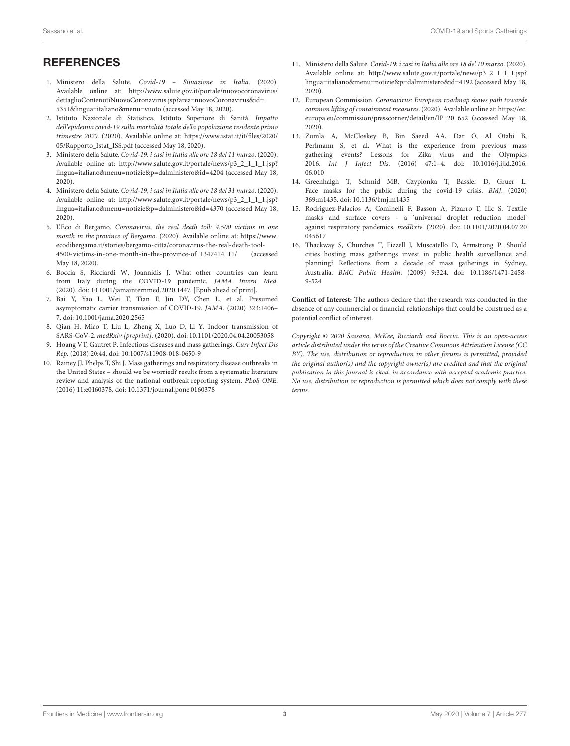## REFERENCES

1. Ministero della Salute. *Covid-19 – Situazione in Italia*. (2020). Available online at: http://www.salute.gov.it/portale/nuovocoronavirus/dettaglioContenutiNuovoCoronavirus.jsp?area=nuovoCoronavirus&id=5351&lingua=italiano&menu=vuoto (accessed May 18, 2020).
2. Istituto Nazionale di Statistica, Istituto Superiore di Sanità. *Impatto dell'epidemia covid-19 sulla mortalità totale della popolazione residente primo trimestre 2020*. (2020). Available online at: https://www.istat.it/it/files/2020/05/Rapporto_Istat_ISS.pdf (accessed May 18, 2020).
3. Ministero della Salute. *Covid-19: i casi in Italia alle ore 18 del 11 marzo*. (2020). Available online at: http://www.salute.gov.it/portale/news/p3_2_1_1_1.jsp?lingua=italiano&menu=notizie&p=dalministero&id=4204 (accessed May 18, 2020).
4. Ministero della Salute. *Covid-19, i casi in Italia alle ore 18 del 31 marzo*. (2020). Available online at: http://www.salute.gov.it/portale/news/p3_2_1_1_1.jsp?lingua=italiano&menu=notizie&p=dalministero&id=4370 (accessed May 18, 2020).
5. L'Eco di Bergamo. *Coronavirus, the real death toll: 4.500 victims in one month in the province of Bergamo*. (2020). Available online at: https://www.ecodibergamo.it/stories/bergamo-citta/coronavirus-the-real-death-tool-4500-victims-in-one-month-in-the-province-of_1347414_11/ (accessed May 18, 2020).
6. Boccia S, Ricciardi W, Ioannidis J. What other countries can learn from Italy during the COVID-19 pandemic. *JAMA Intern Med*. (2020). doi: 10.1001/jamainternmed.2020.1447. [Epub ahead of print].
7. Bai Y, Yao L, Wei T, Tian F, Jin DY, Chen L, et al. Presumed asymptomatic carrier transmission of COVID-19. *JAMA*. (2020) 323:1406–7. doi: 10.1001/jama.2020.2565
8. Qian H, Miao T, Liu L, Zheng X, Luo D, Li Y. Indoor transmission of SARS-CoV-2. *medRxiv [preprint]*. (2020). doi: 10.1101/2020.04.04.20053058
9. Hoang VT, Gautret P. Infectious diseases and mass gatherings. *Curr Infect Dis Rep*. (2018) 20:44. doi: 10.1007/s11908-018-0650-9
10. Rainey JJ, Phelps T, Shi J. Mass gatherings and respiratory disease outbreaks in the United States – should we be worried? results from a systematic literature review and analysis of the national outbreak reporting system. *PLoS ONE*. (2016) 11:e0160378. doi: 10.1371/journal.pone.0160378
11. Ministero della Salute. *Covid-19: i casi in Italia alle ore 18 del 10 marzo*. (2020). Available online at: http://www.salute.gov.it/portale/news/p3_2_1_1_1.jsp?lingua=italiano&menu=notizie&p=dalministero&id=4192 (accessed May 18, 2020).
12. European Commission. *Coronavirus: European roadmap shows path towards common lifting of containment measures*. (2020). Available online at: https://ec.europa.eu/commission/presscorner/detail/en/IP_20_652 (accessed May 18, 2020).
13. Zumla A, McCloskey B, Bin Saeed AA, Dar O, Al Otabi B, Perlmann S, et al. What is the experience from previous mass gathering events? Lessons for Zika virus and the Olympics 2016. *Int J Infect Dis*. (2016) 47:1–4. doi: 10.1016/j.ijid.2016.06.010
14. Greenhalgh T, Schmid MB, Czypionka T, Bassler D, Gruer L. Face masks for the public during the covid-19 crisis. *BMJ*. (2020) 369:m1435. doi: 10.1136/bmj.m1435
15. Rodriguez-Palacios A, Cominelli F, Basson A, Pizarro T, Ilic S. Textile masks and surface covers - a 'universal droplet reduction model' against respiratory pandemics. *medRxiv*. (2020). doi: 10.1101/2020.04.07.20045617
16. Thackway S, Churches T, Fizzell J, Muscatello D, Armstrong P. Should cities hosting mass gatherings invest in public health surveillance and planning? Reflections from a decade of mass gatherings in Sydney, Australia. *BMC Public Health*. (2009) 9:324. doi: 10.1186/1471-2458-9-324

**Conflict of Interest:** The authors declare that the research was conducted in the absence of any commercial or financial relationships that could be construed as a potential conflict of interest.

*Copyright © 2020 Sassano, McKee, Ricciardi and Boccia. This is an open-access article distributed under the terms of the Creative Commons Attribution License (CC BY). The use, distribution or reproduction in other forums is permitted, provided the original author(s) and the copyright owner(s) are credited and that the original publication in this journal is cited, in accordance with accepted academic practice. No use, distribution or reproduction is permitted which does not comply with these terms.*